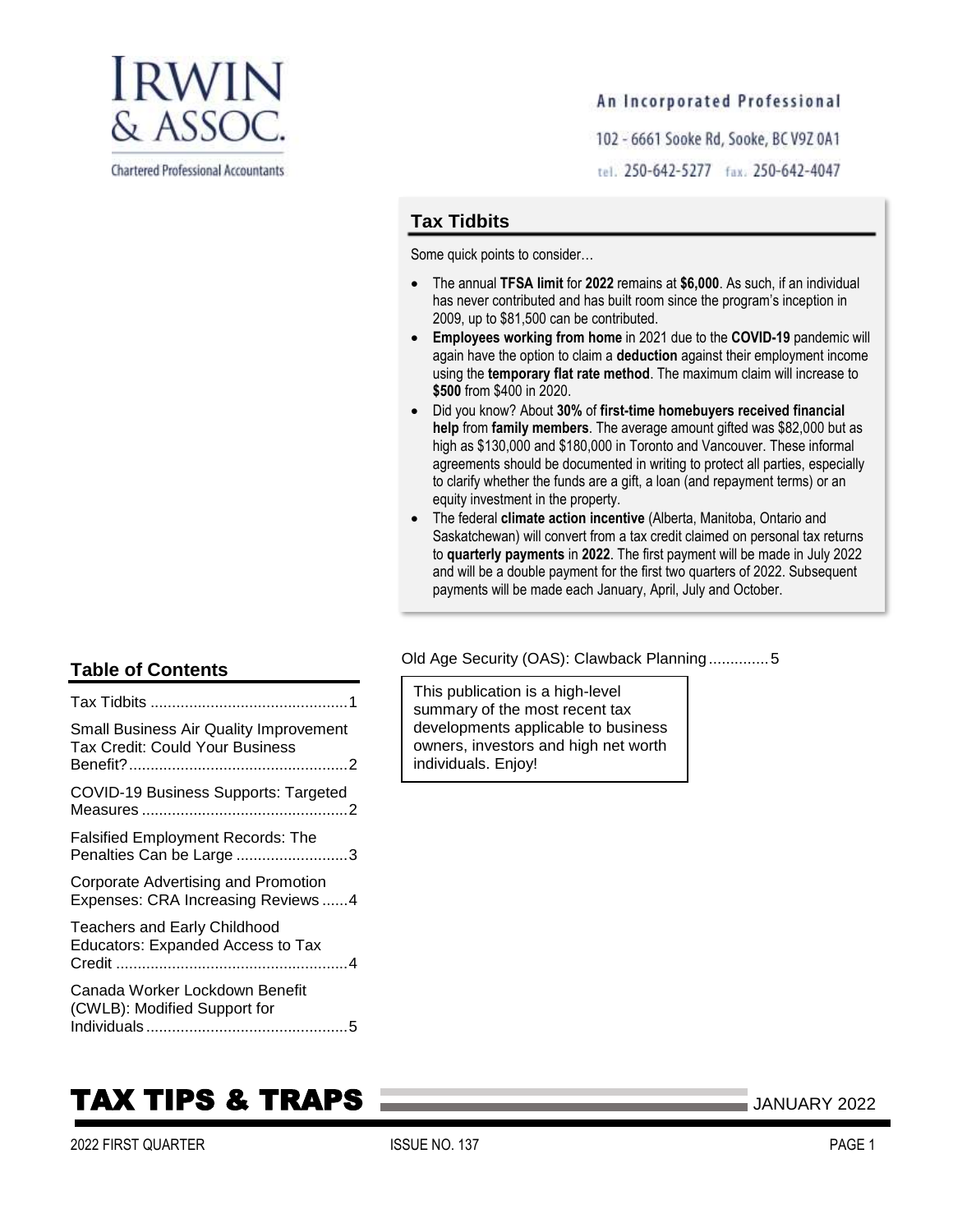# IRWIN & ASSOC.

Chartered Professional Accountants

An Incorporated Professional

102 - 6661 Sooke Rd, Sooke, BC V9Z 0A1

tel. 250-642-5277 fax. 250-642-4047

## Tax Tidbits

Some quick points to consider…

- The annual **TFSA limit** for **2022** remains at **$6,000**. As such, if an individual has never contributed and has built room since the program's inception in 2009, up to $81,500 can be contributed.
- **Employees working from home** in 2021 due to the **COVID-19** pandemic will again have the option to claim a **deduction** against their employment income using the **temporary flat rate method**. The maximum claim will increase to **$500** from $400 in 2020.
- Did you know? About **30%** of **first-time homebuyers received financial help** from **family members**. The average amount gifted was $82,000 but as high as $130,000 and $180,000 in Toronto and Vancouver. These informal agreements should be documented in writing to protect all parties, especially to clarify whether the funds are a gift, a loan (and repayment terms) or an equity investment in the property.
- The federal **climate action incentive** (Alberta, Manitoba, Ontario and Saskatchewan) will convert from a tax credit claimed on personal tax returns to **quarterly payments** in **2022**. The first payment will be made in July 2022 and will be a double payment for the first two quarters of 2022. Subsequent payments will be made each January, April, July and October.

## Table of Contents

- Tax Tidbits ....1
- Small Business Air Quality Improvement Tax Credit: Could Your Business Benefit? ....2
- COVID-19 Business Supports: Targeted Measures ....2
- Falsified Employment Records: The Penalties Can be Large ....3
- Corporate Advertising and Promotion Expenses: CRA Increasing Reviews ....4
- Teachers and Early Childhood Educators: Expanded Access to Tax Credit ....4
- Canada Worker Lockdown Benefit (CWLB): Modified Support for Individuals ....5
- Old Age Security (OAS): Clawback Planning ....5

This publication is a high-level summary of the most recent tax developments applicable to business owners, investors and high net worth individuals. Enjoy!

# TAX TIPS & TRAPS

JANUARY 2022

2022 FIRST QUARTER — ISSUE NO. 137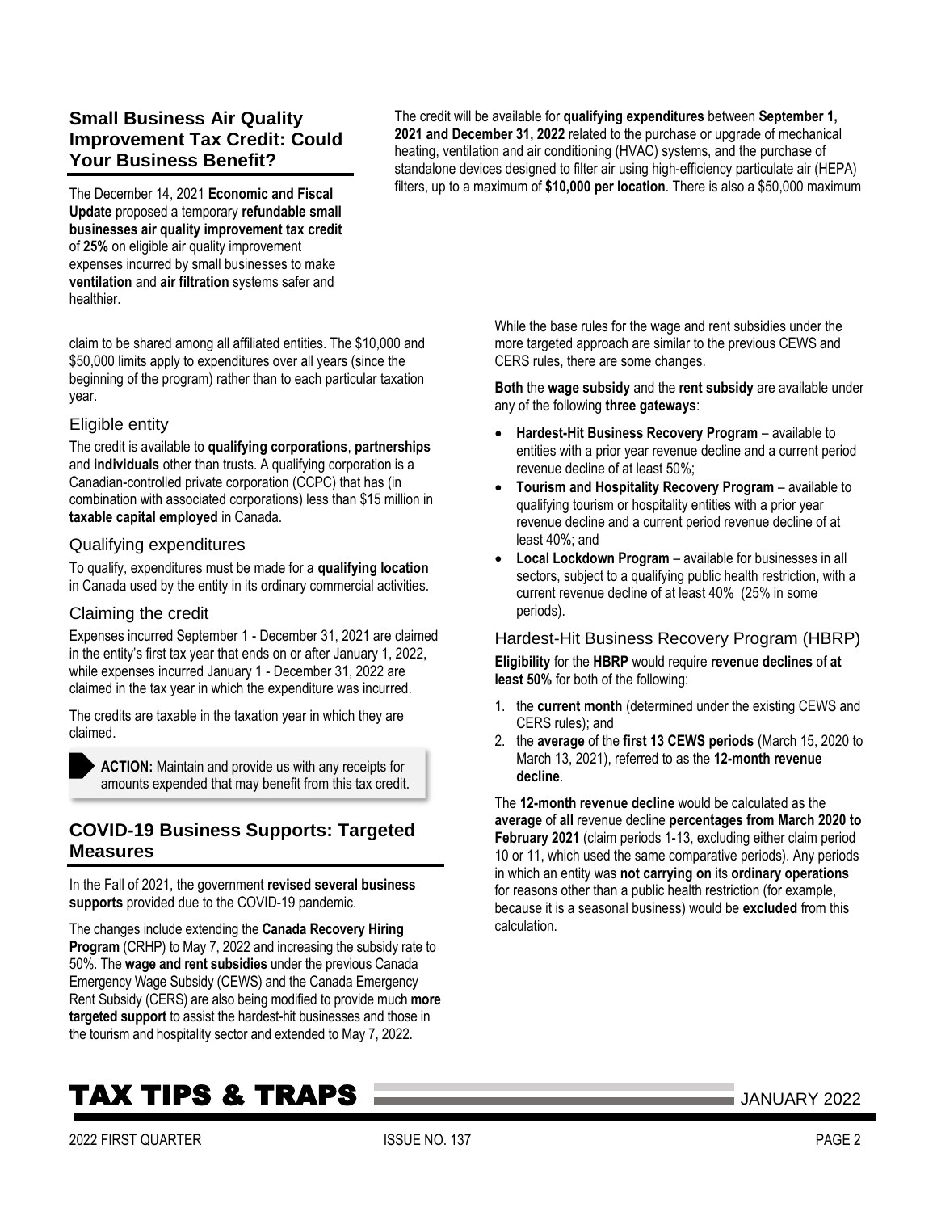## Small Business Air Quality Improvement Tax Credit: Could Your Business Benefit?

The December 14, 2021 **Economic and Fiscal Update** proposed a temporary **refundable small businesses air quality improvement tax credit** of **25%** on eligible air quality improvement expenses incurred by small businesses to make **ventilation** and **air filtration** systems safer and healthier.

The credit will be available for **qualifying expenditures** between **September 1, 2021 and December 31, 2022** related to the purchase or upgrade of mechanical heating, ventilation and air conditioning (HVAC) systems, and the purchase of standalone devices designed to filter air using high-efficiency particulate air (HEPA) filters, up to a maximum of **$10,000 per location**. There is also a $50,000 maximum claim to be shared among all affiliated entities. The $10,000 and $50,000 limits apply to expenditures over all years (since the beginning of the program) rather than to each particular taxation year.

### Eligible entity

The credit is available to **qualifying corporations**, **partnerships** and **individuals** other than trusts. A qualifying corporation is a Canadian-controlled private corporation (CCPC) that has (in combination with associated corporations) less than $15 million in **taxable capital employed** in Canada.

### Qualifying expenditures

To qualify, expenditures must be made for a **qualifying location** in Canada used by the entity in its ordinary commercial activities.

### Claiming the credit

Expenses incurred September 1 - December 31, 2021 are claimed in the entity's first tax year that ends on or after January 1, 2022, while expenses incurred January 1 - December 31, 2022 are claimed in the tax year in which the expenditure was incurred.

The credits are taxable in the taxation year in which they are claimed.

**ACTION:** Maintain and provide us with any receipts for amounts expended that may benefit from this tax credit.

## COVID-19 Business Supports: Targeted Measures

In the Fall of 2021, the government **revised several business supports** provided due to the COVID-19 pandemic.

The changes include extending the **Canada Recovery Hiring Program** (CRHP) to May 7, 2022 and increasing the subsidy rate to 50%. The **wage and rent subsidies** under the previous Canada Emergency Wage Subsidy (CEWS) and the Canada Emergency Rent Subsidy (CERS) are also being modified to provide much **more targeted support** to assist the hardest-hit businesses and those in the tourism and hospitality sector and extended to May 7, 2022.

While the base rules for the wage and rent subsidies under the more targeted approach are similar to the previous CEWS and CERS rules, there are some changes.

**Both** the **wage subsidy** and the **rent subsidy** are available under any of the following **three gateways**:

- **Hardest-Hit Business Recovery Program** – available to entities with a prior year revenue decline and a current period revenue decline of at least 50%;
- **Tourism and Hospitality Recovery Program** – available to qualifying tourism or hospitality entities with a prior year revenue decline and a current period revenue decline of at least 40%; and
- **Local Lockdown Program** – available for businesses in all sectors, subject to a qualifying public health restriction, with a current revenue decline of at least 40% (25% in some periods).

### Hardest-Hit Business Recovery Program (HBRP)

**Eligibility** for the **HBRP** would require **revenue declines** of **at least 50%** for both of the following:

1. the **current month** (determined under the existing CEWS and CERS rules); and
2. the **average** of the **first 13 CEWS periods** (March 15, 2020 to March 13, 2021), referred to as the **12-month revenue decline**.

The **12-month revenue decline** would be calculated as the **average** of **all** revenue decline **percentages from March 2020 to February 2021** (claim periods 1-13, excluding either claim period 10 or 11, which used the same comparative periods). Any periods in which an entity was **not carrying on** its **ordinary operations** for reasons other than a public health restriction (for example, because it is a seasonal business) would be **excluded** from this calculation.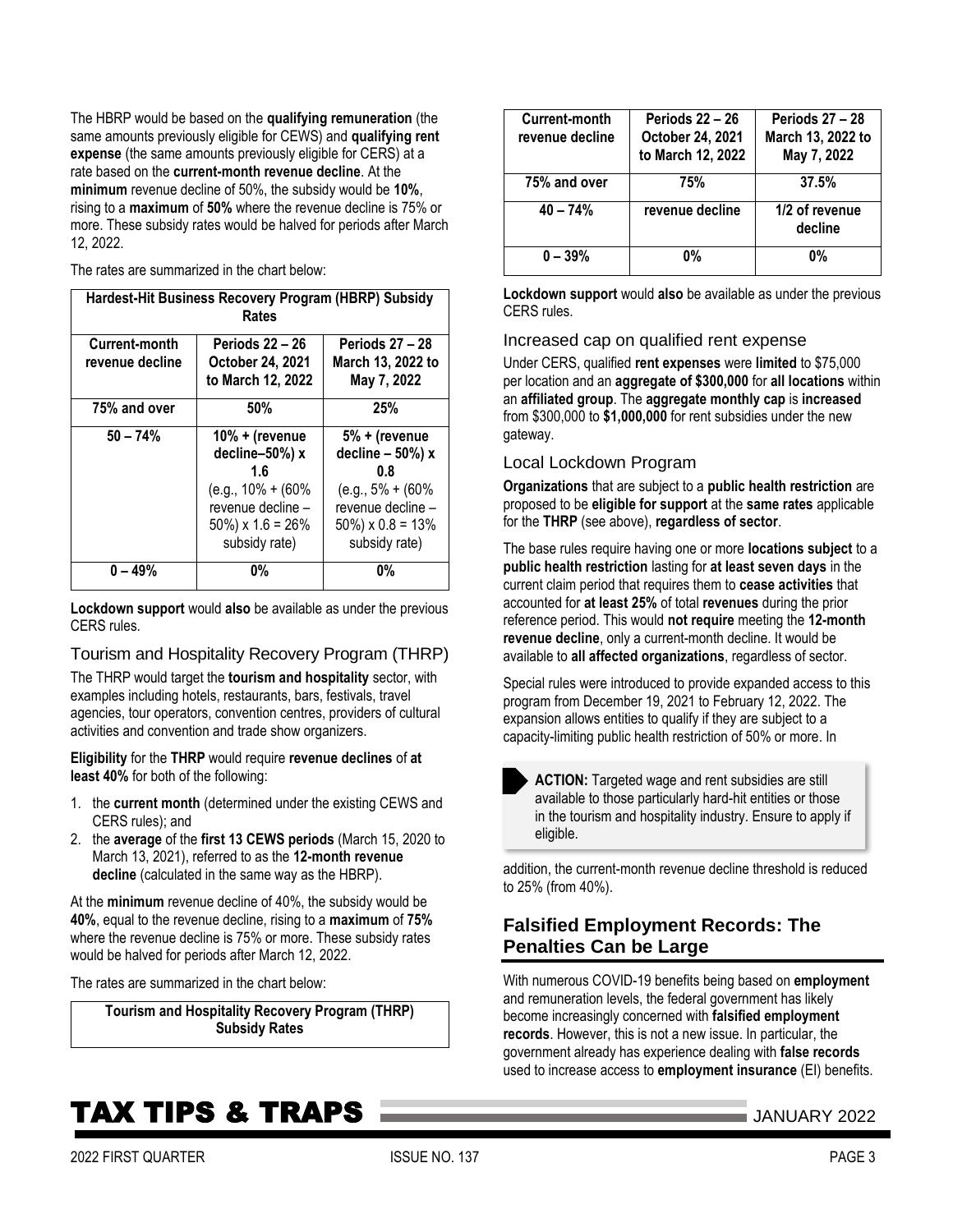The HBRP would be based on the **qualifying remuneration** (the same amounts previously eligible for CEWS) and **qualifying rent expense** (the same amounts previously eligible for CERS) at a rate based on the **current-month revenue decline**. At the **minimum** revenue decline of 50%, the subsidy would be **10%**, rising to a **maximum** of **50%** where the revenue decline is 75% or more. These subsidy rates would be halved for periods after March 12, 2022.

The rates are summarized in the chart below:

**Hardest-Hit Business Recovery Program (HBRP) Subsidy Rates**

| Current-month revenue decline | Periods 22 – 26 October 24, 2021 to March 12, 2022 | Periods 27 – 28 March 13, 2022 to May 7, 2022 |
|---|---|---|
| 75% and over | 50% | 25% |
| 50 – 74% | 10% + (revenue decline–50%) x 1.6 (e.g., 10% + (60% revenue decline – 50%) x 1.6 = 26% subsidy rate) | 5% + (revenue decline – 50%) x 0.8 (e.g., 5% + (60% revenue decline – 50%) x 0.8 = 13% subsidy rate) |
| 0 – 49% | 0% | 0% |

**Lockdown support** would **also** be available as under the previous CERS rules.

### Tourism and Hospitality Recovery Program (THRP)

The THRP would target the **tourism and hospitality** sector, with examples including hotels, restaurants, bars, festivals, travel agencies, tour operators, convention centres, providers of cultural activities and convention and trade show organizers.

**Eligibility** for the **THRP** would require **revenue declines** of **at least 40%** for both of the following:

1. the **current month** (determined under the existing CEWS and CERS rules); and
2. the **average** of the **first 13 CEWS periods** (March 15, 2020 to March 13, 2021), referred to as the **12-month revenue decline** (calculated in the same way as the HBRP).

At the **minimum** revenue decline of 40%, the subsidy would be **40%**, equal to the revenue decline, rising to a **maximum** of **75%** where the revenue decline is 75% or more. These subsidy rates would be halved for periods after March 12, 2022.

The rates are summarized in the chart below:

**Tourism and Hospitality Recovery Program (THRP) Subsidy Rates**

| Current-month revenue decline | Periods 22 – 26 October 24, 2021 to March 12, 2022 | Periods 27 – 28 March 13, 2022 to May 7, 2022 |
|---|---|---|
| 75% and over | 75% | 37.5% |
| 40 – 74% | revenue decline | 1/2 of revenue decline |
| 0 – 39% | 0% | 0% |

**Lockdown support** would **also** be available as under the previous CERS rules.

### Increased cap on qualified rent expense

Under CERS, qualified **rent expenses** were **limited** to $75,000 per location and an **aggregate of $300,000** for **all locations** within an **affiliated group**. The **aggregate monthly cap** is **increased** from $300,000 to **$1,000,000** for rent subsidies under the new gateway.

### Local Lockdown Program

**Organizations** that are subject to a **public health restriction** are proposed to be **eligible for support** at the **same rates** applicable for the **THRP** (see above), **regardless of sector**.

The base rules require having one or more **locations subject** to a **public health restriction** lasting for **at least seven days** in the current claim period that requires them to **cease activities** that accounted for **at least 25%** of total **revenues** during the prior reference period. This would **not require** meeting the **12-month revenue decline**, only a current-month decline. It would be available to **all affected organizations**, regardless of sector.

Special rules were introduced to provide expanded access to this program from December 19, 2021 to February 12, 2022. The expansion allows entities to qualify if they are subject to a capacity-limiting public health restriction of 50% or more. In addition, the current-month revenue decline threshold is reduced to 25% (from 40%).

> **ACTION:** Targeted wage and rent subsidies are still available to those particularly hard-hit entities or those in the tourism and hospitality industry. Ensure to apply if eligible.

## Falsified Employment Records: The Penalties Can be Large

With numerous COVID-19 benefits being based on **employment** and remuneration levels, the federal government has likely become increasingly concerned with **falsified employment records**. However, this is not a new issue. In particular, the government already has experience dealing with **false records** used to increase access to **employment insurance** (EI) benefits.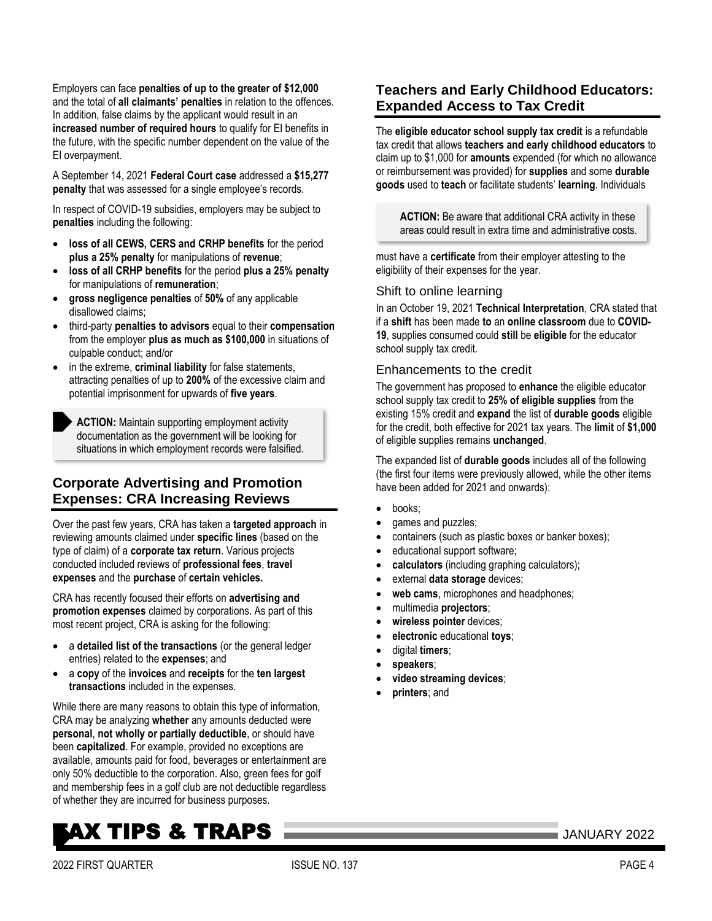Employers can face **penalties of up to the greater of $12,000** and the total of **all claimants' penalties** in relation to the offences. In addition, false claims by the applicant would result in an **increased number of required hours** to qualify for EI benefits in the future, with the specific number dependent on the value of the EI overpayment.

A September 14, 2021 **Federal Court case** addressed a **$15,277 penalty** that was assessed for a single employee's records.

In respect of COVID-19 subsidies, employers may be subject to **penalties** including the following:

- **loss of all CEWS, CERS and CRHP benefits** for the period **plus a 25% penalty** for manipulations of **revenue**;
- **loss of all CRHP benefits** for the period **plus a 25% penalty** for manipulations of **remuneration**;
- **gross negligence penalties** of **50%** of any applicable disallowed claims;
- third-party **penalties to advisors** equal to their **compensation** from the employer **plus as much as $100,000** in situations of culpable conduct; and/or
- in the extreme, **criminal liability** for false statements, attracting penalties of up to **200%** of the excessive claim and potential imprisonment for upwards of **five years**.

> **ACTION:** Maintain supporting employment activity documentation as the government will be looking for situations in which employment records were falsified.

## Corporate Advertising and Promotion Expenses: CRA Increasing Reviews

Over the past few years, CRA has taken a **targeted approach** in reviewing amounts claimed under **specific lines** (based on the type of claim) of a **corporate tax return**. Various projects conducted included reviews of **professional fees**, **travel expenses** and the **purchase** of **certain vehicles.**

CRA has recently focused their efforts on **advertising and promotion expenses** claimed by corporations. As part of this most recent project, CRA is asking for the following:

- a **detailed list of the transactions** (or the general ledger entries) related to the **expenses**; and
- a **copy** of the **invoices** and **receipts** for the **ten largest transactions** included in the expenses.

While there are many reasons to obtain this type of information, CRA may be analyzing **whether** any amounts deducted were **personal**, **not wholly or partially deductible**, or should have been **capitalized**. For example, provided no exceptions are available, amounts paid for food, beverages or entertainment are only 50% deductible to the corporation. Also, green fees for golf and membership fees in a golf club are not deductible regardless of whether they are incurred for business purposes.

> **ACTION:** Be aware that additional CRA activity in these areas could result in extra time and administrative costs.

## Teachers and Early Childhood Educators: Expanded Access to Tax Credit

The **eligible educator school supply tax credit** is a refundable tax credit that allows **teachers and early childhood educators** to claim up to $1,000 for **amounts** expended (for which no allowance or reimbursement was provided) for **supplies** and some **durable goods** used to **teach** or facilitate students' **learning**. Individuals must have a **certificate** from their employer attesting to the eligibility of their expenses for the year.

### Shift to online learning

In an October 19, 2021 **Technical Interpretation**, CRA stated that if a **shift** has been made **to** an **online classroom** due to **COVID-19**, supplies consumed could **still** be **eligible** for the educator school supply tax credit.

### Enhancements to the credit

The government has proposed to **enhance** the eligible educator school supply tax credit to **25% of eligible supplies** from the existing 15% credit and **expand** the list of **durable goods** eligible for the credit, both effective for 2021 tax years. The **limit** of **$1,000** of eligible supplies remains **unchanged**.

The expanded list of **durable goods** includes all of the following (the first four items were previously allowed, while the other items have been added for 2021 and onwards):

- books;
- games and puzzles;
- containers (such as plastic boxes or banker boxes);
- educational support software;
- **calculators** (including graphing calculators);
- external **data storage** devices;
- **web cams**, microphones and headphones;
- multimedia **projectors**;
- **wireless pointer** devices;
- **electronic** educational **toys**;
- digital **timers**;
- **speakers**;
- **video streaming devices**;
- **printers**; and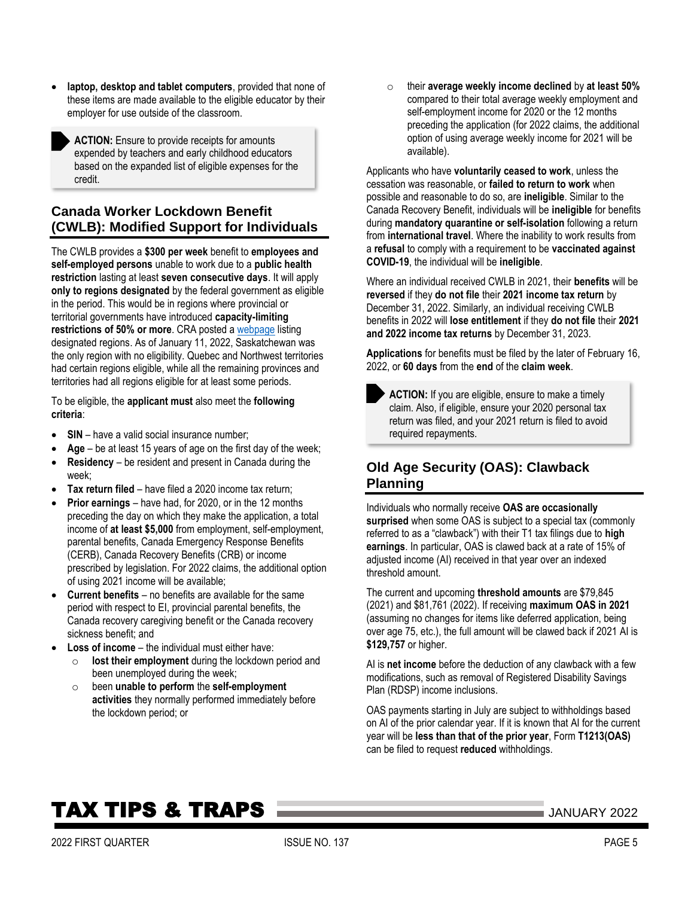- **laptop, desktop and tablet computers**, provided that none of these items are made available to the eligible educator by their employer for use outside of the classroom.

> **ACTION:** Ensure to provide receipts for amounts expended by teachers and early childhood educators based on the expanded list of eligible expenses for the credit.

## Canada Worker Lockdown Benefit (CWLB): Modified Support for Individuals

The CWLB provides a **$300 per week** benefit to **employees and self-employed persons** unable to work due to a **public health restriction** lasting at least **seven consecutive days**. It will apply **only to regions designated** by the federal government as eligible in the period. This would be in regions where provincial or territorial governments have introduced **capacity-limiting restrictions of 50% or more**. CRA posted a webpage listing designated regions. As of January 11, 2022, Saskatchewan was the only region with no eligibility. Quebec and Northwest territories had certain regions eligible, while all the remaining provinces and territories had all regions eligible for at least some periods.

To be eligible, the **applicant must** also meet the **following criteria**:

- **SIN** – have a valid social insurance number;
- **Age** – be at least 15 years of age on the first day of the week;
- **Residency** – be resident and present in Canada during the week;
- **Tax return filed** – have filed a 2020 income tax return;
- **Prior earnings** – have had, for 2020, or in the 12 months preceding the day on which they make the application, a total income of **at least $5,000** from employment, self-employment, parental benefits, Canada Emergency Response Benefits (CERB), Canada Recovery Benefits (CRB) or income prescribed by legislation. For 2022 claims, the additional option of using 2021 income will be available;
- **Current benefits** – no benefits are available for the same period with respect to EI, provincial parental benefits, the Canada recovery caregiving benefit or the Canada recovery sickness benefit; and
- **Loss of income** – the individual must either have:
  - **lost their employment** during the lockdown period and been unemployed during the week;
  - been **unable to perform** the **self-employment activities** they normally performed immediately before the lockdown period; or
  - their **average weekly income declined** by **at least 50%** compared to their total average weekly employment and self-employment income for 2020 or the 12 months preceding the application (for 2022 claims, the additional option of using average weekly income for 2021 will be available).

Applicants who have **voluntarily ceased to work**, unless the cessation was reasonable, or **failed to return to work** when possible and reasonable to do so, are **ineligible**. Similar to the Canada Recovery Benefit, individuals will be **ineligible** for benefits during **mandatory quarantine or self-isolation** following a return from **international travel**. Where the inability to work results from a **refusal** to comply with a requirement to be **vaccinated against COVID-19**, the individual will be **ineligible**.

Where an individual received CWLB in 2021, their **benefits** will be **reversed** if they **do not file** their **2021 income tax return** by December 31, 2022. Similarly, an individual receiving CWLB benefits in 2022 will **lose entitlement** if they **do not file** their **2021 and 2022 income tax returns** by December 31, 2023.

**Applications** for benefits must be filed by the later of February 16, 2022, or **60 days** from the **end** of the **claim week**.

> **ACTION:** If you are eligible, ensure to make a timely claim. Also, if eligible, ensure your 2020 personal tax return was filed, and your 2021 return is filed to avoid required repayments.

## Old Age Security (OAS): Clawback Planning

Individuals who normally receive **OAS are occasionally surprised** when some OAS is subject to a special tax (commonly referred to as a "clawback") with their T1 tax filings due to **high earnings**. In particular, OAS is clawed back at a rate of 15% of adjusted income (AI) received in that year over an indexed threshold amount.

The current and upcoming **threshold amounts** are $79,845 (2021) and $81,761 (2022). If receiving **maximum OAS in 2021** (assuming no changes for items like deferred application, being over age 75, etc.), the full amount will be clawed back if 2021 AI is **$129,757** or higher.

AI is **net income** before the deduction of any clawback with a few modifications, such as removal of Registered Disability Savings Plan (RDSP) income inclusions.

OAS payments starting in July are subject to withholdings based on AI of the prior calendar year. If it is known that AI for the current year will be **less than that of the prior year**, Form **T1213(OAS)** can be filed to request **reduced** withholdings.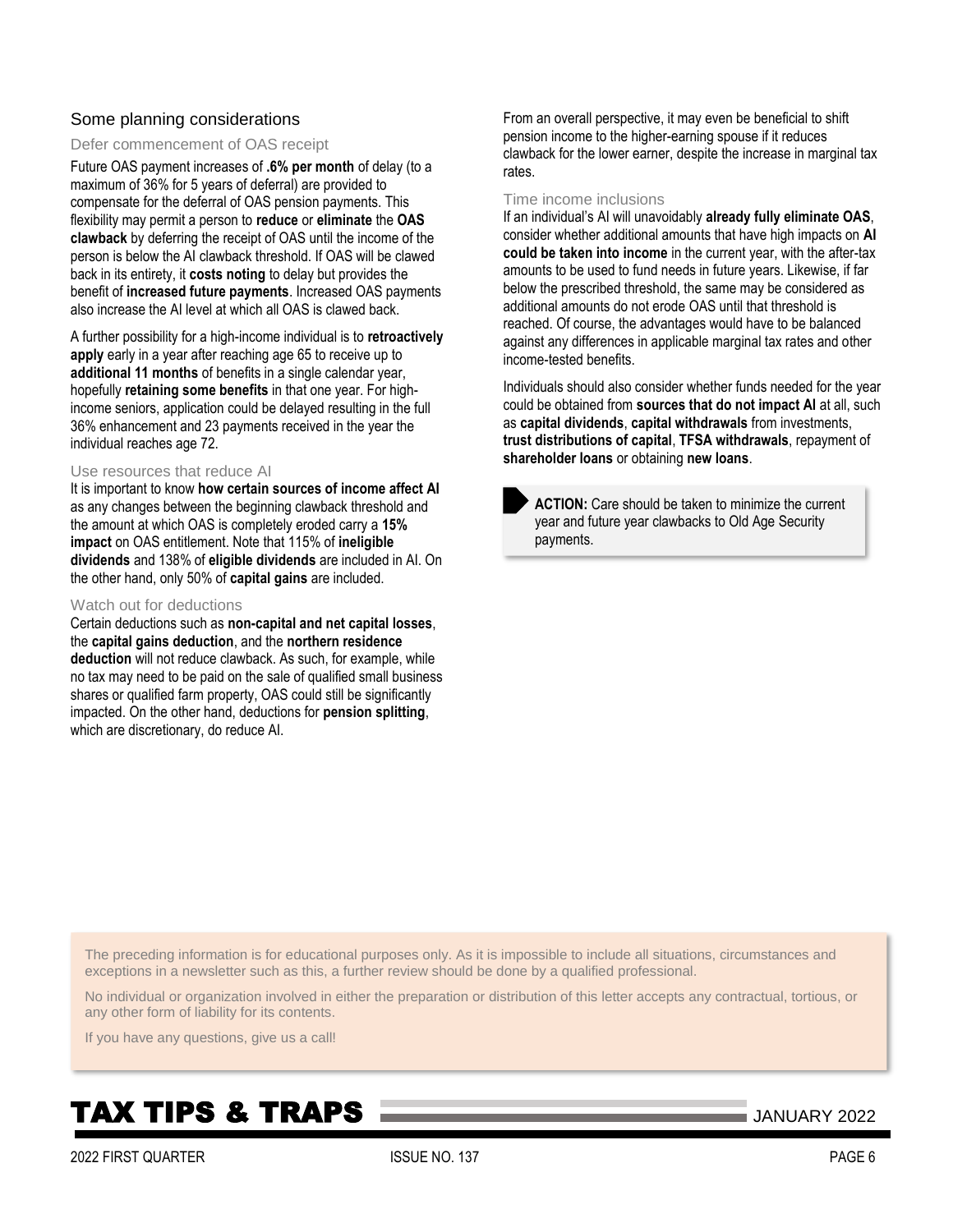## Some planning considerations

### Defer commencement of OAS receipt

Future OAS payment increases of **.6% per month** of delay (to a maximum of 36% for 5 years of deferral) are provided to compensate for the deferral of OAS pension payments. This flexibility may permit a person to **reduce** or **eliminate** the **OAS clawback** by deferring the receipt of OAS until the income of the person is below the AI clawback threshold. If OAS will be clawed back in its entirety, it **costs noting** to delay but provides the benefit of **increased future payments**. Increased OAS payments also increase the AI level at which all OAS is clawed back.

A further possibility for a high-income individual is to **retroactively apply** early in a year after reaching age 65 to receive up to **additional 11 months** of benefits in a single calendar year, hopefully **retaining some benefits** in that one year. For high-income seniors, application could be delayed resulting in the full 36% enhancement and 23 payments received in the year the individual reaches age 72.

### Use resources that reduce AI

It is important to know **how certain sources of income affect AI** as any changes between the beginning clawback threshold and the amount at which OAS is completely eroded carry a **15% impact** on OAS entitlement. Note that 115% of **ineligible dividends** and 138% of **eligible dividends** are included in AI. On the other hand, only 50% of **capital gains** are included.

### Watch out for deductions

Certain deductions such as **non-capital and net capital losses**, the **capital gains deduction**, and the **northern residence deduction** will not reduce clawback. As such, for example, while no tax may need to be paid on the sale of qualified small business shares or qualified farm property, OAS could still be significantly impacted. On the other hand, deductions for **pension splitting**, which are discretionary, do reduce AI.

From an overall perspective, it may even be beneficial to shift pension income to the higher-earning spouse if it reduces clawback for the lower earner, despite the increase in marginal tax rates.

### Time income inclusions

If an individual's AI will unavoidably **already fully eliminate OAS**, consider whether additional amounts that have high impacts on **AI could be taken into income** in the current year, with the after-tax amounts to be used to fund needs in future years. Likewise, if far below the prescribed threshold, the same may be considered as additional amounts do not erode OAS until that threshold is reached. Of course, the advantages would have to be balanced against any differences in applicable marginal tax rates and other income-tested benefits.

Individuals should also consider whether funds needed for the year could be obtained from **sources that do not impact AI** at all, such as **capital dividends**, **capital withdrawals** from investments, **trust distributions of capital**, **TFSA withdrawals**, repayment of **shareholder loans** or obtaining **new loans**.

> **ACTION:** Care should be taken to minimize the current year and future year clawbacks to Old Age Security payments.

The preceding information is for educational purposes only. As it is impossible to include all situations, circumstances and exceptions in a newsletter such as this, a further review should be done by a qualified professional.

No individual or organization involved in either the preparation or distribution of this letter accepts any contractual, tortious, or any other form of liability for its contents.

If you have any questions, give us a call!